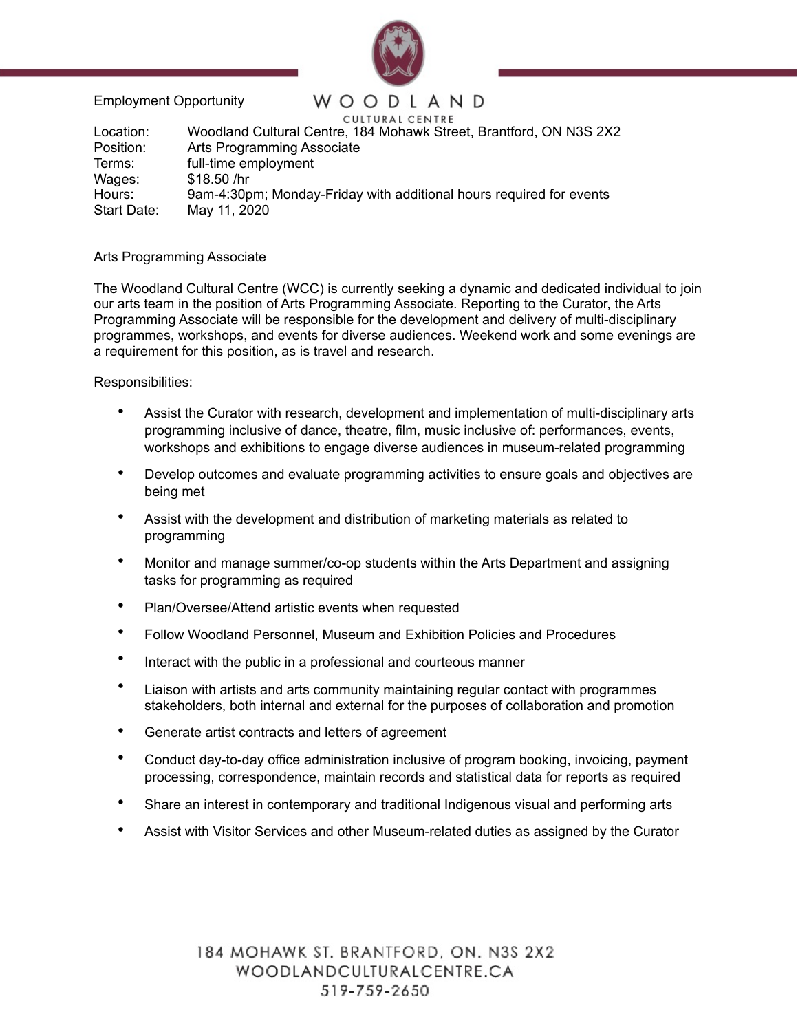WOODLAND CULTURAL CENTRE

Employment Opportunity

| | |
|---|---|
| Location: | Woodland Cultural Centre, 184 Mohawk Street, Brantford, ON N3S 2X2 |
| Position: | Arts Programming Associate |
| Terms: | full-time employment |
| Wages: | $18.50 /hr |
| Hours: | 9am-4:30pm; Monday-Friday with additional hours required for events |
| Start Date: | May 11, 2020 |

## Arts Programming Associate

The Woodland Cultural Centre (WCC) is currently seeking a dynamic and dedicated individual to join our arts team in the position of Arts Programming Associate. Reporting to the Curator, the Arts Programming Associate will be responsible for the development and delivery of multi-disciplinary programmes, workshops, and events for diverse audiences. Weekend work and some evenings are a requirement for this position, as is travel and research.

Responsibilities:

- Assist the Curator with research, development and implementation of multi-disciplinary arts programming inclusive of dance, theatre, film, music inclusive of: performances, events, workshops and exhibitions to engage diverse audiences in museum-related programming
- Develop outcomes and evaluate programming activities to ensure goals and objectives are being met
- Assist with the development and distribution of marketing materials as related to programming
- Monitor and manage summer/co-op students within the Arts Department and assigning tasks for programming as required
- Plan/Oversee/Attend artistic events when requested
- Follow Woodland Personnel, Museum and Exhibition Policies and Procedures
- Interact with the public in a professional and courteous manner
- Liaison with artists and arts community maintaining regular contact with programmes stakeholders, both internal and external for the purposes of collaboration and promotion
- Generate artist contracts and letters of agreement
- Conduct day-to-day office administration inclusive of program booking, invoicing, payment processing, correspondence, maintain records and statistical data for reports as required
- Share an interest in contemporary and traditional Indigenous visual and performing arts
- Assist with Visitor Services and other Museum-related duties as assigned by the Curator

184 MOHAWK ST. BRANTFORD, ON. N3S 2X2
WOODLANDCULTURALCENTRE.CA
519-759-2650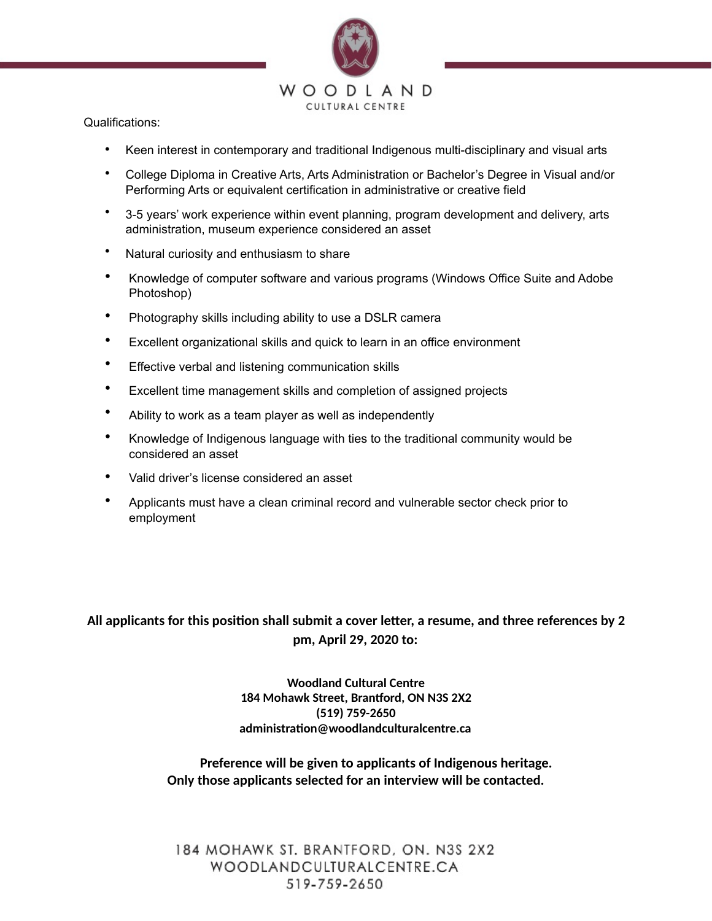Qualifications:

- Keen interest in contemporary and traditional Indigenous multi-disciplinary and visual arts
- College Diploma in Creative Arts, Arts Administration or Bachelor's Degree in Visual and/or Performing Arts or equivalent certification in administrative or creative field
- 3-5 years' work experience within event planning, program development and delivery, arts administration, museum experience considered an asset
- Natural curiosity and enthusiasm to share
- Knowledge of computer software and various programs (Windows Office Suite and Adobe Photoshop)
- Photography skills including ability to use a DSLR camera
- Excellent organizational skills and quick to learn in an office environment
- Effective verbal and listening communication skills
- Excellent time management skills and completion of assigned projects
- Ability to work as a team player as well as independently
- Knowledge of Indigenous language with ties to the traditional community would be considered an asset
- Valid driver's license considered an asset
- Applicants must have a clean criminal record and vulnerable sector check prior to employment

**All applicants for this position shall submit a cover letter, a resume, and three references by 2 pm, April 29, 2020 to:**

**Woodland Cultural Centre**
**184 Mohawk Street, Brantford, ON N3S 2X2**
**(519) 759-2650**
**administration@woodlandculturalcentre.ca**

**Preference will be given to applicants of Indigenous heritage.**
**Only those applicants selected for an interview will be contacted.**